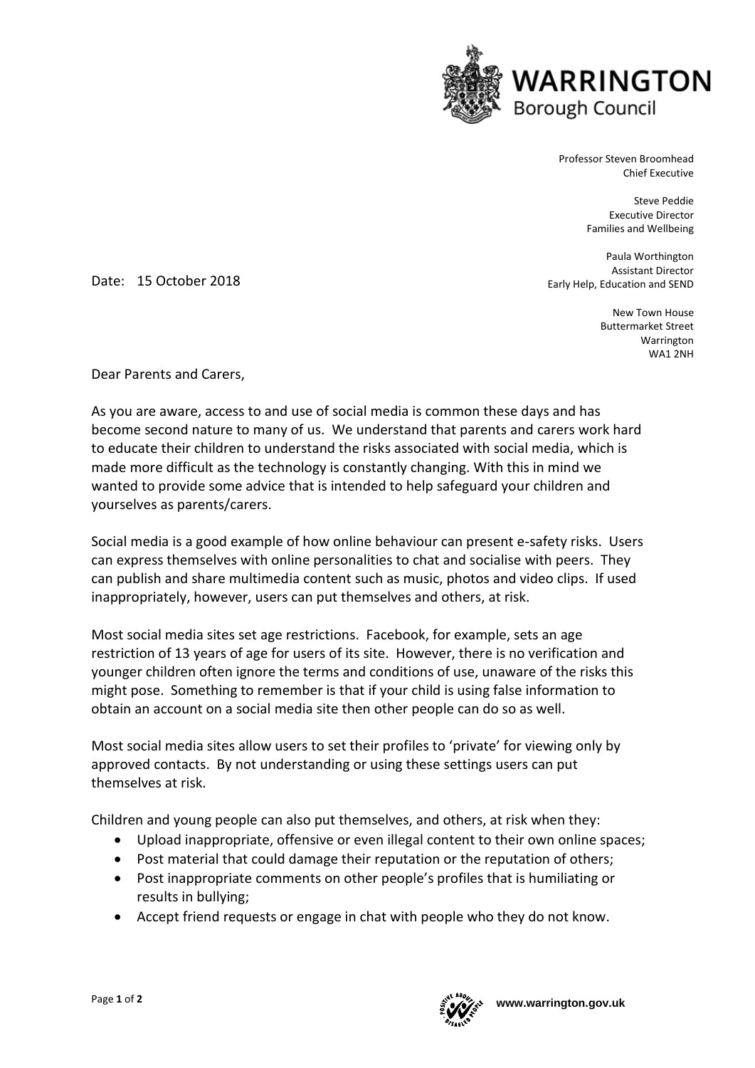**WARRINGTON**
Borough Council

Professor Steven Broomhead
Chief Executive

Steve Peddie
Executive Director
Families and Wellbeing

Paula Worthington
Assistant Director
Early Help, Education and SEND

New Town House
Buttermarket Street
Warrington
WA1 2NH

Date: 15 October 2018

Dear Parents and Carers,

As you are aware, access to and use of social media is common these days and has become second nature to many of us. We understand that parents and carers work hard to educate their children to understand the risks associated with social media, which is made more difficult as the technology is constantly changing. With this in mind we wanted to provide some advice that is intended to help safeguard your children and yourselves as parents/carers.

Social media is a good example of how online behaviour can present e-safety risks. Users can express themselves with online personalities to chat and socialise with peers. They can publish and share multimedia content such as music, photos and video clips. If used inappropriately, however, users can put themselves and others, at risk.

Most social media sites set age restrictions. Facebook, for example, sets an age restriction of 13 years of age for users of its site. However, there is no verification and younger children often ignore the terms and conditions of use, unaware of the risks this might pose. Something to remember is that if your child is using false information to obtain an account on a social media site then other people can do so as well.

Most social media sites allow users to set their profiles to 'private' for viewing only by approved contacts. By not understanding or using these settings users can put themselves at risk.

Children and young people can also put themselves, and others, at risk when they:

- Upload inappropriate, offensive or even illegal content to their own online spaces;
- Post material that could damage their reputation or the reputation of others;
- Post inappropriate comments on other people's profiles that is humiliating or results in bullying;
- Accept friend requests or engage in chat with people who they do not know.

www.warrington.gov.uk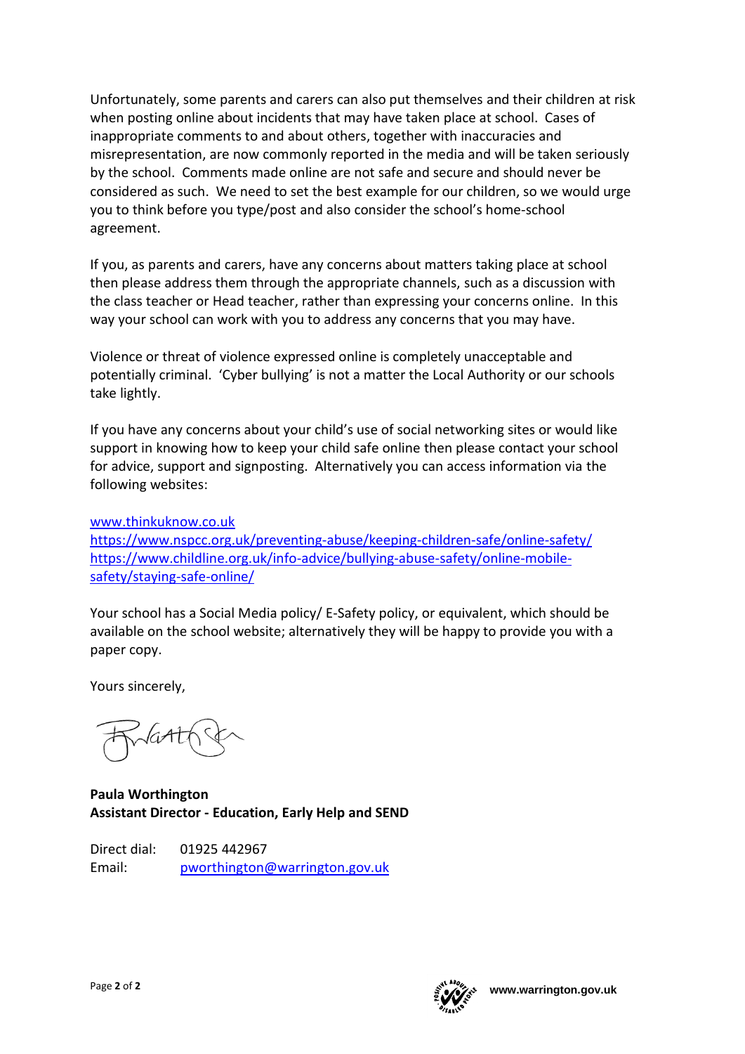Unfortunately, some parents and carers can also put themselves and their children at risk when posting online about incidents that may have taken place at school. Cases of inappropriate comments to and about others, together with inaccuracies and misrepresentation, are now commonly reported in the media and will be taken seriously by the school. Comments made online are not safe and secure and should never be considered as such. We need to set the best example for our children, so we would urge you to think before you type/post and also consider the school's home-school agreement.

If you, as parents and carers, have any concerns about matters taking place at school then please address them through the appropriate channels, such as a discussion with the class teacher or Head teacher, rather than expressing your concerns online. In this way your school can work with you to address any concerns that you may have.

Violence or threat of violence expressed online is completely unacceptable and potentially criminal. 'Cyber bullying' is not a matter the Local Authority or our schools take lightly.

If you have any concerns about your child's use of social networking sites or would like support in knowing how to keep your child safe online then please contact your school for advice, support and signposting. Alternatively you can access information via the following websites:

www.thinkuknow.co.uk
https://www.nspcc.org.uk/preventing-abuse/keeping-children-safe/online-safety/
https://www.childline.org.uk/info-advice/bullying-abuse-safety/online-mobile-safety/staying-safe-online/

Your school has a Social Media policy/ E-Safety policy, or equivalent, which should be available on the school website; alternatively they will be happy to provide you with a paper copy.

Yours sincerely,

**Paula Worthington**
**Assistant Director - Education, Early Help and SEND**

Direct dial: 01925 442967
Email: pworthington@warrington.gov.uk